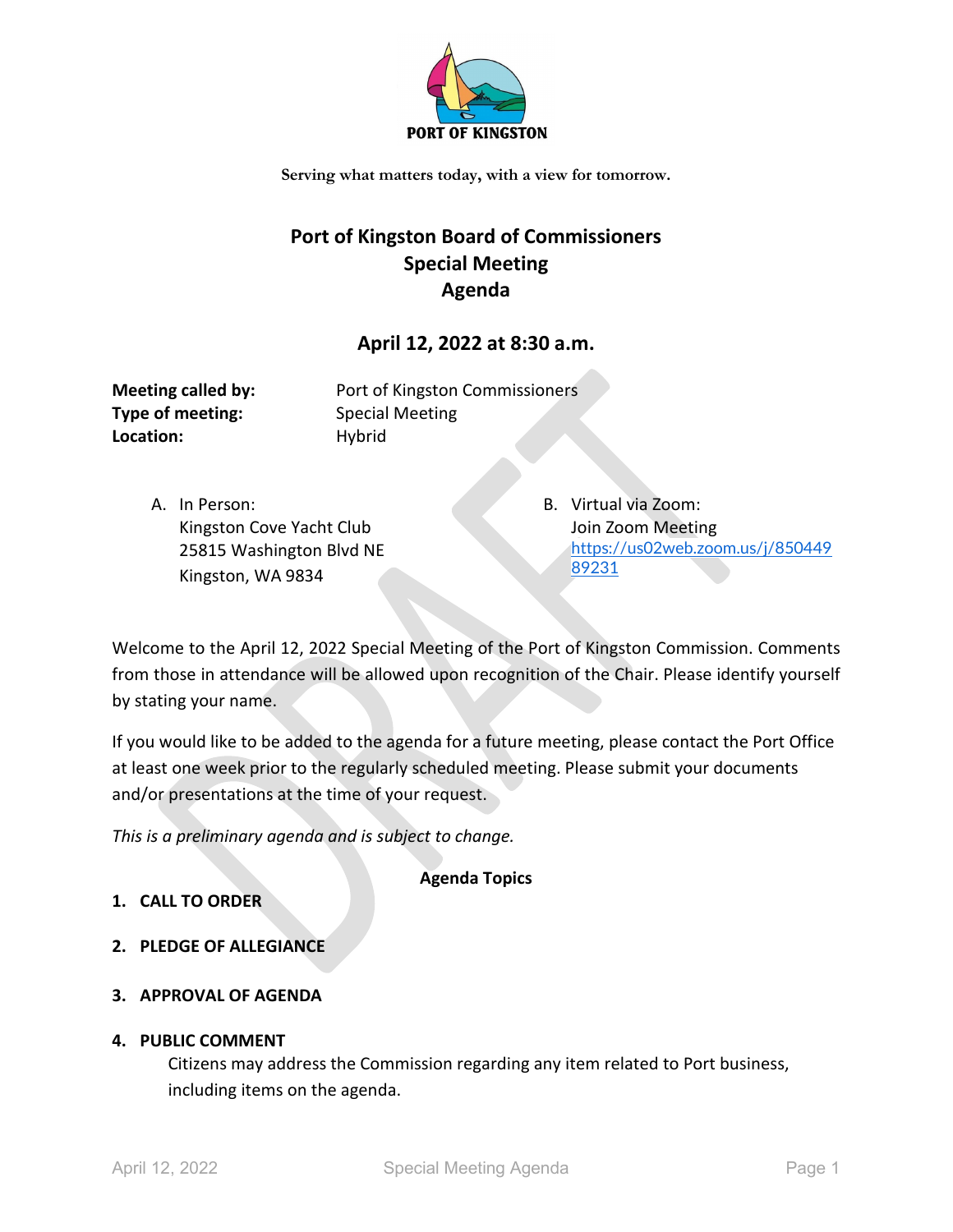PORT OF KINGSTON

Serving what matters today, with a view for tomorrow.

# Port of Kingston Board of Commissioners
# Special Meeting
# Agenda

## April 12, 2022 at 8:30 a.m.

**Meeting called by:** Port of Kingston Commissioners
**Type of meeting:** Special Meeting
**Location:** Hybrid

A. In Person:
Kingston Cove Yacht Club
25815 Washington Blvd NE
Kingston, WA 9834

B. Virtual via Zoom:
Join Zoom Meeting
https://us02web.zoom.us/j/85044989231

Welcome to the April 12, 2022 Special Meeting of the Port of Kingston Commission. Comments from those in attendance will be allowed upon recognition of the Chair. Please identify yourself by stating your name.

If you would like to be added to the agenda for a future meeting, please contact the Port Office at least one week prior to the regularly scheduled meeting. Please submit your documents and/or presentations at the time of your request.

*This is a preliminary agenda and is subject to change.*

**Agenda Topics**

1. **CALL TO ORDER**

2. **PLEDGE OF ALLEGIANCE**

3. **APPROVAL OF AGENDA**

4. **PUBLIC COMMENT**
   Citizens may address the Commission regarding any item related to Port business, including items on the agenda.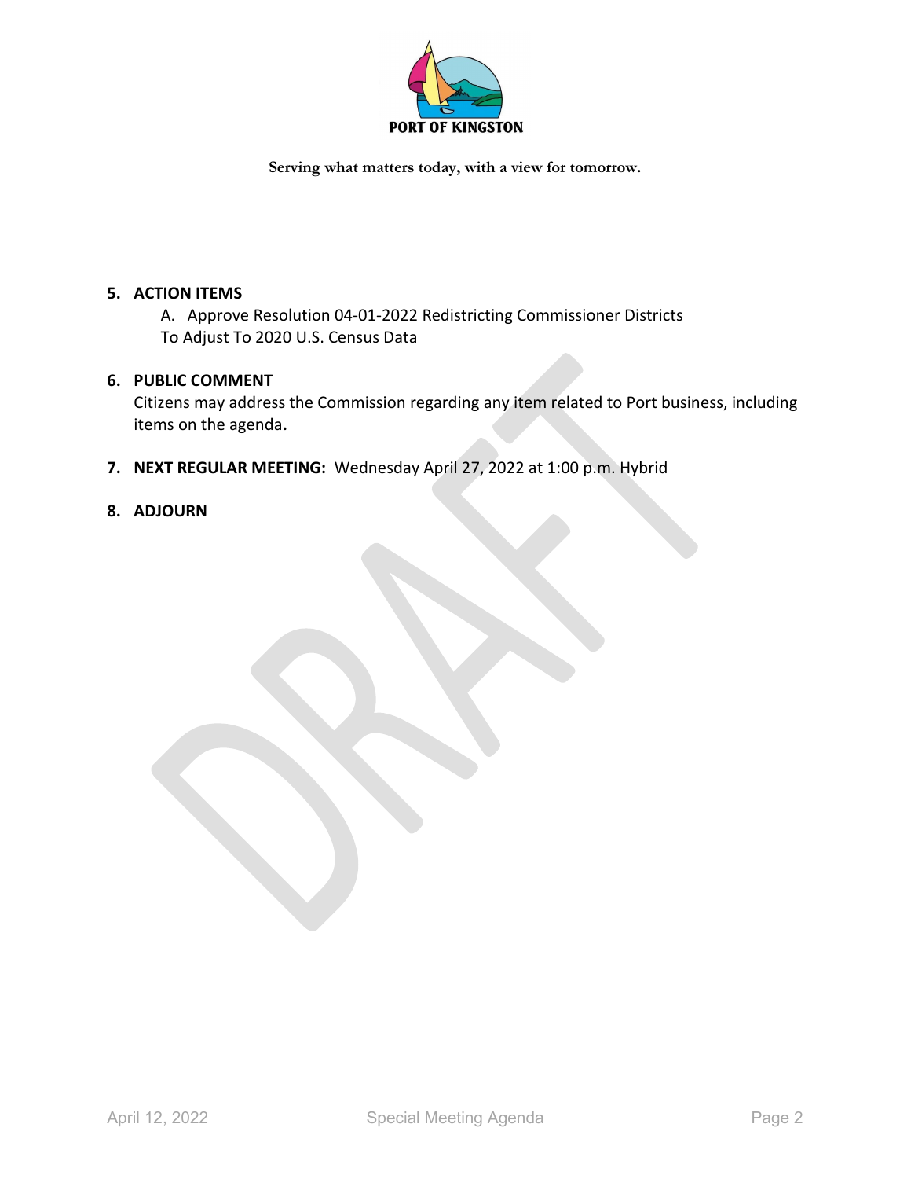**PORT OF KINGSTON**

Serving what matters today, with a view for tomorrow.

5. **ACTION ITEMS**

   A. Approve Resolution 04-01-2022 Redistricting Commissioner Districts To Adjust To 2020 U.S. Census Data

6. **PUBLIC COMMENT**

   Citizens may address the Commission regarding any item related to Port business, including items on the agenda**.**

7. **NEXT REGULAR MEETING:** Wednesday April 27, 2022 at 1:00 p.m. Hybrid

8. **ADJOURN**